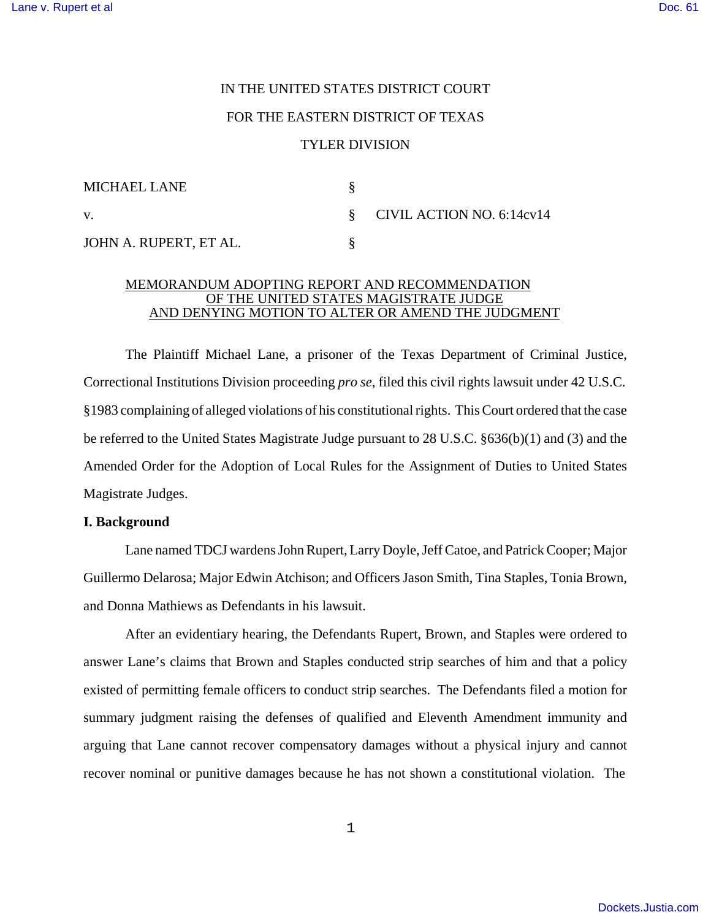IN THE UNITED STATES DISTRICT COURT

FOR THE EASTERN DISTRICT OF TEXAS

TYLER DIVISION

| | | |
|---|---|---|
| MICHAEL LANE | § | |
| v. | § | CIVIL ACTION NO. 6:14cv14 |
| JOHN A. RUPERT, ET AL. | § | |

MEMORANDUM ADOPTING REPORT AND RECOMMENDATION OF THE UNITED STATES MAGISTRATE JUDGE AND DENYING MOTION TO ALTER OR AMEND THE JUDGMENT

The Plaintiff Michael Lane, a prisoner of the Texas Department of Criminal Justice, Correctional Institutions Division proceeding *pro se*, filed this civil rights lawsuit under 42 U.S.C. §1983 complaining of alleged violations of his constitutional rights. This Court ordered that the case be referred to the United States Magistrate Judge pursuant to 28 U.S.C. §636(b)(1) and (3) and the Amended Order for the Adoption of Local Rules for the Assignment of Duties to United States Magistrate Judges.

**I. Background**

Lane named TDCJ wardens John Rupert, Larry Doyle, Jeff Catoe, and Patrick Cooper; Major Guillermo Delarosa; Major Edwin Atchison; and Officers Jason Smith, Tina Staples, Tonia Brown, and Donna Mathiews as Defendants in his lawsuit.

After an evidentiary hearing, the Defendants Rupert, Brown, and Staples were ordered to answer Lane's claims that Brown and Staples conducted strip searches of him and that a policy existed of permitting female officers to conduct strip searches. The Defendants filed a motion for summary judgment raising the defenses of qualified and Eleventh Amendment immunity and arguing that Lane cannot recover compensatory damages without a physical injury and cannot recover nominal or punitive damages because he has not shown a constitutional violation. The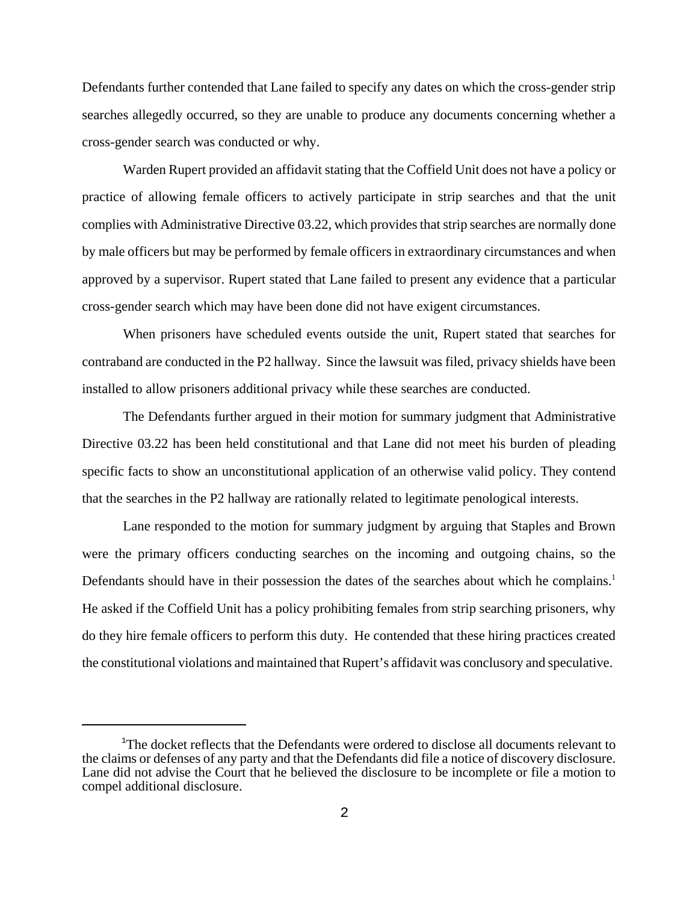Defendants further contended that Lane failed to specify any dates on which the cross-gender strip searches allegedly occurred, so they are unable to produce any documents concerning whether a cross-gender search was conducted or why.

Warden Rupert provided an affidavit stating that the Coffield Unit does not have a policy or practice of allowing female officers to actively participate in strip searches and that the unit complies with Administrative Directive 03.22, which provides that strip searches are normally done by male officers but may be performed by female officers in extraordinary circumstances and when approved by a supervisor. Rupert stated that Lane failed to present any evidence that a particular cross-gender search which may have been done did not have exigent circumstances.

When prisoners have scheduled events outside the unit, Rupert stated that searches for contraband are conducted in the P2 hallway. Since the lawsuit was filed, privacy shields have been installed to allow prisoners additional privacy while these searches are conducted.

The Defendants further argued in their motion for summary judgment that Administrative Directive 03.22 has been held constitutional and that Lane did not meet his burden of pleading specific facts to show an unconstitutional application of an otherwise valid policy. They contend that the searches in the P2 hallway are rationally related to legitimate penological interests.

Lane responded to the motion for summary judgment by arguing that Staples and Brown were the primary officers conducting searches on the incoming and outgoing chains, so the Defendants should have in their possession the dates of the searches about which he complains.[1] He asked if the Coffield Unit has a policy prohibiting females from strip searching prisoners, why do they hire female officers to perform this duty. He contended that these hiring practices created the constitutional violations and maintained that Rupert's affidavit was conclusory and speculative.

[1] The docket reflects that the Defendants were ordered to disclose all documents relevant to the claims or defenses of any party and that the Defendants did file a notice of discovery disclosure. Lane did not advise the Court that he believed the disclosure to be incomplete or file a motion to compel additional disclosure.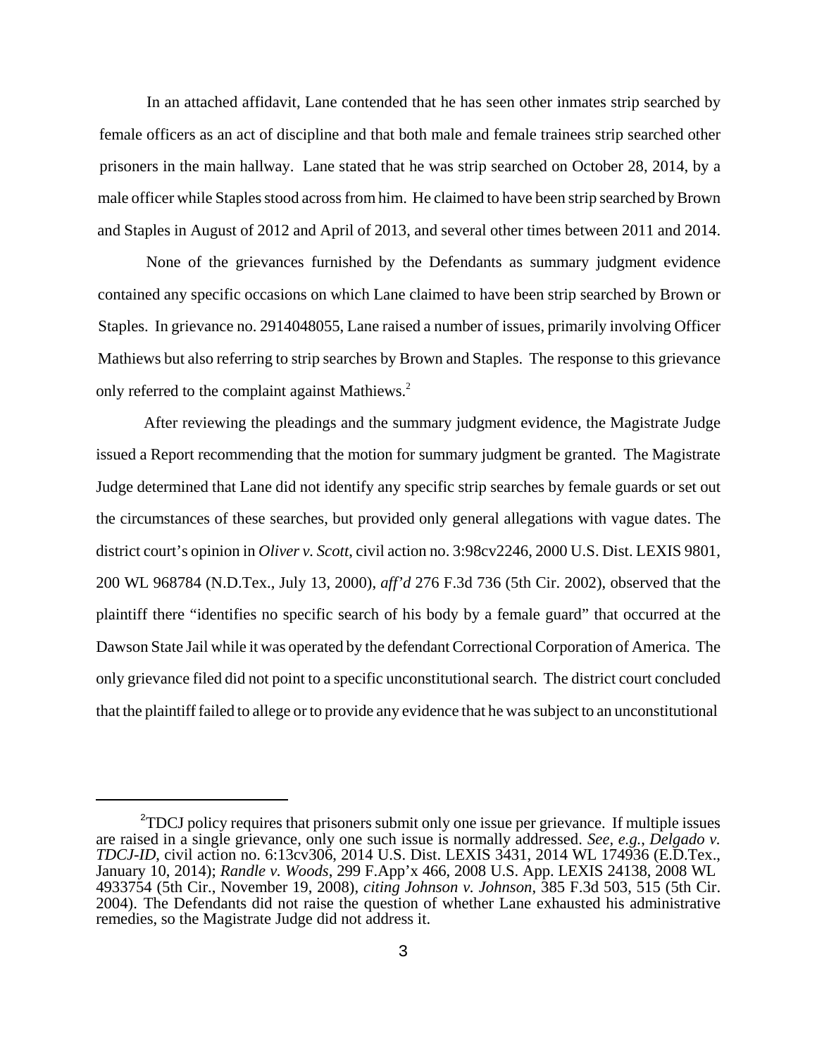In an attached affidavit, Lane contended that he has seen other inmates strip searched by female officers as an act of discipline and that both male and female trainees strip searched other prisoners in the main hallway. Lane stated that he was strip searched on October 28, 2014, by a male officer while Staples stood across from him. He claimed to have been strip searched by Brown and Staples in August of 2012 and April of 2013, and several other times between 2011 and 2014.

None of the grievances furnished by the Defendants as summary judgment evidence contained any specific occasions on which Lane claimed to have been strip searched by Brown or Staples. In grievance no. 2914048055, Lane raised a number of issues, primarily involving Officer Mathiews but also referring to strip searches by Brown and Staples. The response to this grievance only referred to the complaint against Mathiews.[2]

After reviewing the pleadings and the summary judgment evidence, the Magistrate Judge issued a Report recommending that the motion for summary judgment be granted. The Magistrate Judge determined that Lane did not identify any specific strip searches by female guards or set out the circumstances of these searches, but provided only general allegations with vague dates. The district court's opinion in *Oliver v. Scott*, civil action no. 3:98cv2246, 2000 U.S. Dist. LEXIS 9801, 200 WL 968784 (N.D.Tex., July 13, 2000), *aff'd* 276 F.3d 736 (5th Cir. 2002), observed that the plaintiff there "identifies no specific search of his body by a female guard" that occurred at the Dawson State Jail while it was operated by the defendant Correctional Corporation of America. The only grievance filed did not point to a specific unconstitutional search. The district court concluded that the plaintiff failed to allege or to provide any evidence that he was subject to an unconstitutional

---

[2] TDCJ policy requires that prisoners submit only one issue per grievance. If multiple issues are raised in a single grievance, only one such issue is normally addressed. *See, e.g.*, *Delgado v. TDCJ-ID*, civil action no. 6:13cv306, 2014 U.S. Dist. LEXIS 3431, 2014 WL 174936 (E.D.Tex., January 10, 2014); *Randle v. Woods*, 299 F.App'x 466, 2008 U.S. App. LEXIS 24138, 2008 WL 4933754 (5th Cir., November 19, 2008), *citing Johnson v. Johnson*, 385 F.3d 503, 515 (5th Cir. 2004). The Defendants did not raise the question of whether Lane exhausted his administrative remedies, so the Magistrate Judge did not address it.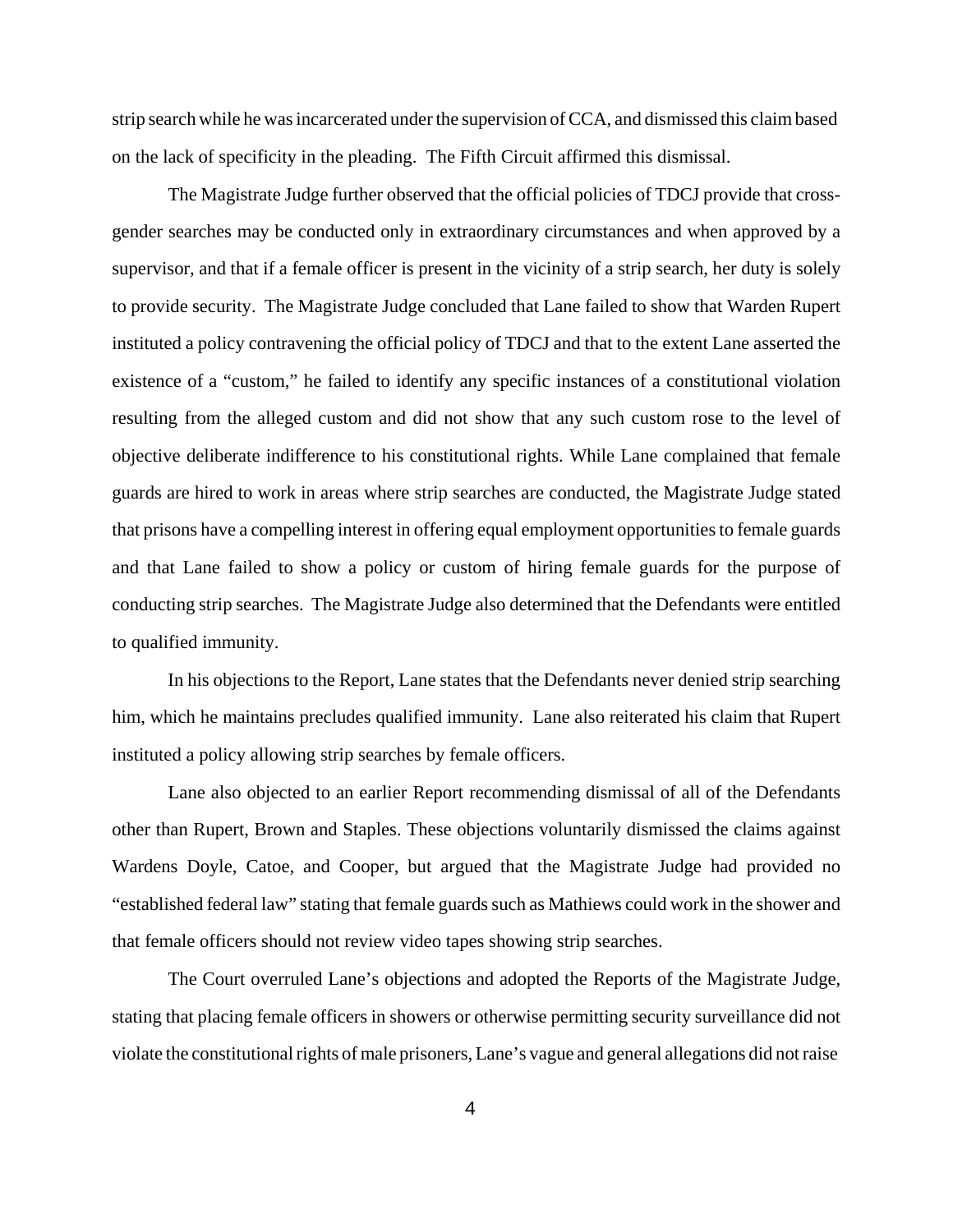strip search while he was incarcerated under the supervision of CCA, and dismissed this claim based on the lack of specificity in the pleading. The Fifth Circuit affirmed this dismissal.

The Magistrate Judge further observed that the official policies of TDCJ provide that cross-gender searches may be conducted only in extraordinary circumstances and when approved by a supervisor, and that if a female officer is present in the vicinity of a strip search, her duty is solely to provide security. The Magistrate Judge concluded that Lane failed to show that Warden Rupert instituted a policy contravening the official policy of TDCJ and that to the extent Lane asserted the existence of a "custom," he failed to identify any specific instances of a constitutional violation resulting from the alleged custom and did not show that any such custom rose to the level of objective deliberate indifference to his constitutional rights. While Lane complained that female guards are hired to work in areas where strip searches are conducted, the Magistrate Judge stated that prisons have a compelling interest in offering equal employment opportunities to female guards and that Lane failed to show a policy or custom of hiring female guards for the purpose of conducting strip searches. The Magistrate Judge also determined that the Defendants were entitled to qualified immunity.

In his objections to the Report, Lane states that the Defendants never denied strip searching him, which he maintains precludes qualified immunity. Lane also reiterated his claim that Rupert instituted a policy allowing strip searches by female officers.

Lane also objected to an earlier Report recommending dismissal of all of the Defendants other than Rupert, Brown and Staples. These objections voluntarily dismissed the claims against Wardens Doyle, Catoe, and Cooper, but argued that the Magistrate Judge had provided no "established federal law" stating that female guards such as Mathiews could work in the shower and that female officers should not review video tapes showing strip searches.

The Court overruled Lane's objections and adopted the Reports of the Magistrate Judge, stating that placing female officers in showers or otherwise permitting security surveillance did not violate the constitutional rights of male prisoners, Lane's vague and general allegations did not raise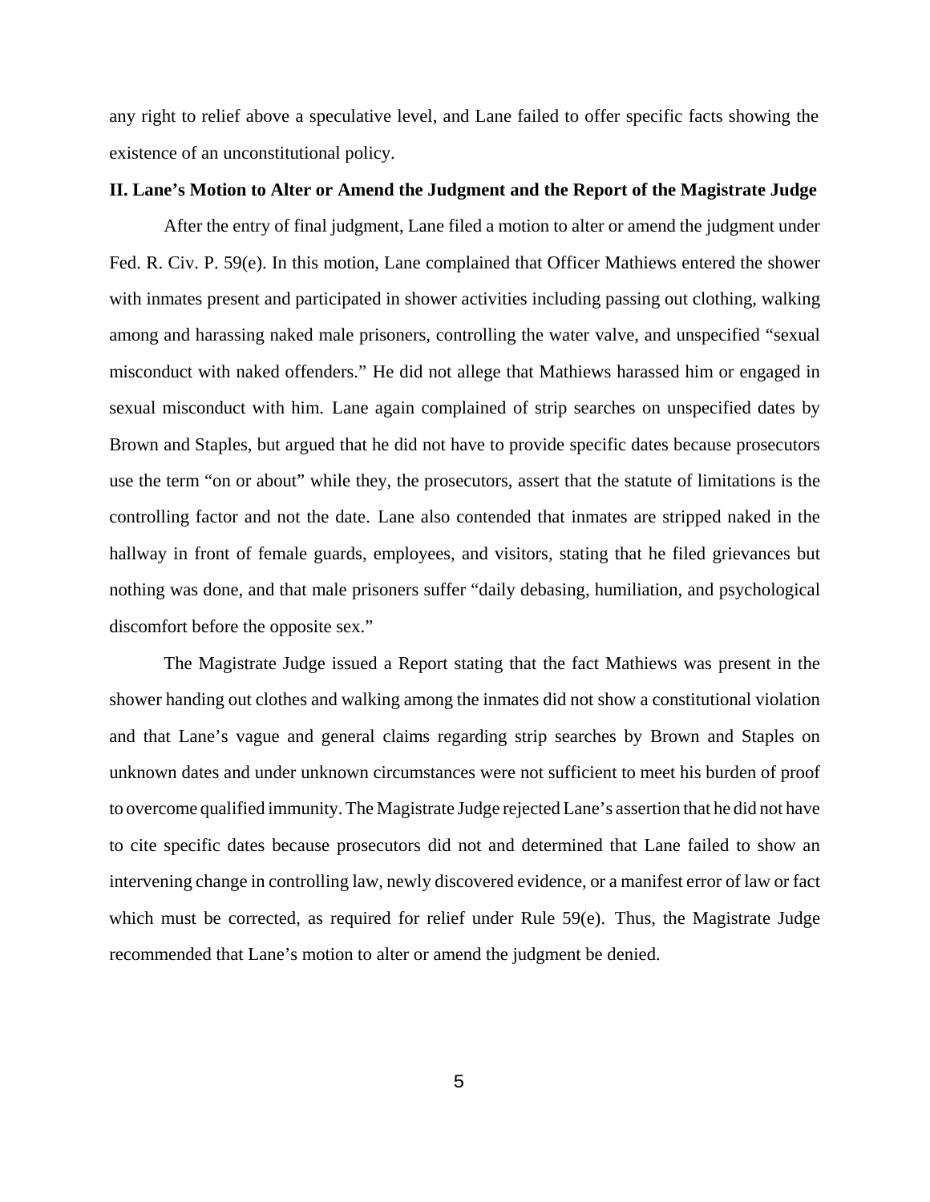any right to relief above a speculative level, and Lane failed to offer specific facts showing the existence of an unconstitutional policy.

**II. Lane's Motion to Alter or Amend the Judgment and the Report of the Magistrate Judge**

After the entry of final judgment, Lane filed a motion to alter or amend the judgment under Fed. R. Civ. P. 59(e). In this motion, Lane complained that Officer Mathiews entered the shower with inmates present and participated in shower activities including passing out clothing, walking among and harassing naked male prisoners, controlling the water valve, and unspecified "sexual misconduct with naked offenders." He did not allege that Mathiews harassed him or engaged in sexual misconduct with him. Lane again complained of strip searches on unspecified dates by Brown and Staples, but argued that he did not have to provide specific dates because prosecutors use the term "on or about" while they, the prosecutors, assert that the statute of limitations is the controlling factor and not the date. Lane also contended that inmates are stripped naked in the hallway in front of female guards, employees, and visitors, stating that he filed grievances but nothing was done, and that male prisoners suffer "daily debasing, humiliation, and psychological discomfort before the opposite sex."

The Magistrate Judge issued a Report stating that the fact Mathiews was present in the shower handing out clothes and walking among the inmates did not show a constitutional violation and that Lane's vague and general claims regarding strip searches by Brown and Staples on unknown dates and under unknown circumstances were not sufficient to meet his burden of proof to overcome qualified immunity. The Magistrate Judge rejected Lane's assertion that he did not have to cite specific dates because prosecutors did not and determined that Lane failed to show an intervening change in controlling law, newly discovered evidence, or a manifest error of law or fact which must be corrected, as required for relief under Rule 59(e). Thus, the Magistrate Judge recommended that Lane's motion to alter or amend the judgment be denied.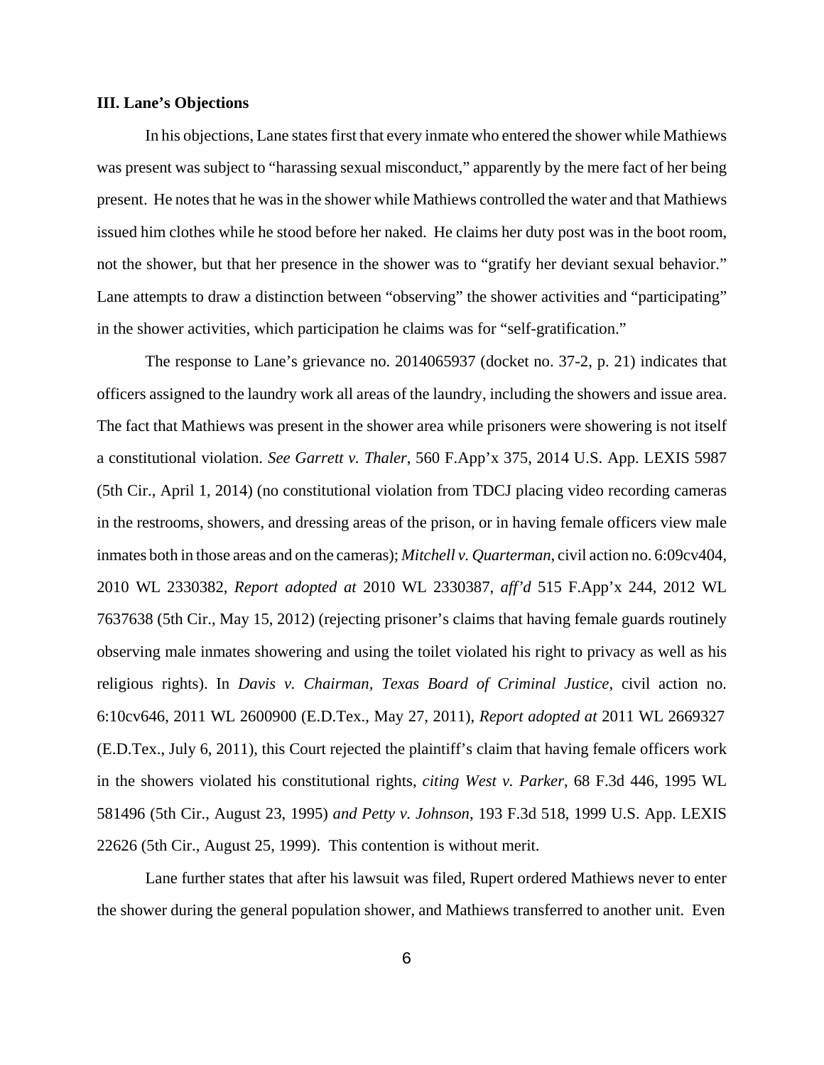### III. Lane's Objections

In his objections, Lane states first that every inmate who entered the shower while Mathiews was present was subject to "harassing sexual misconduct," apparently by the mere fact of her being present. He notes that he was in the shower while Mathiews controlled the water and that Mathiews issued him clothes while he stood before her naked. He claims her duty post was in the boot room, not the shower, but that her presence in the shower was to "gratify her deviant sexual behavior." Lane attempts to draw a distinction between "observing" the shower activities and "participating" in the shower activities, which participation he claims was for "self-gratification."

The response to Lane's grievance no. 2014065937 (docket no. 37-2, p. 21) indicates that officers assigned to the laundry work all areas of the laundry, including the showers and issue area. The fact that Mathiews was present in the shower area while prisoners were showering is not itself a constitutional violation. *See Garrett v. Thaler*, 560 F.App'x 375, 2014 U.S. App. LEXIS 5987 (5th Cir., April 1, 2014) (no constitutional violation from TDCJ placing video recording cameras in the restrooms, showers, and dressing areas of the prison, or in having female officers view male inmates both in those areas and on the cameras); *Mitchell v. Quarterman*, civil action no. 6:09cv404, 2010 WL 2330382, *Report adopted at* 2010 WL 2330387, *aff'd* 515 F.App'x 244, 2012 WL 7637638 (5th Cir., May 15, 2012) (rejecting prisoner's claims that having female guards routinely observing male inmates showering and using the toilet violated his right to privacy as well as his religious rights). In *Davis v. Chairman, Texas Board of Criminal Justice*, civil action no. 6:10cv646, 2011 WL 2600900 (E.D.Tex., May 27, 2011), *Report adopted at* 2011 WL 2669327 (E.D.Tex., July 6, 2011), this Court rejected the plaintiff's claim that having female officers work in the showers violated his constitutional rights, *citing West v. Parker*, 68 F.3d 446, 1995 WL 581496 (5th Cir., August 23, 1995) *and Petty v. Johnson*, 193 F.3d 518, 1999 U.S. App. LEXIS 22626 (5th Cir., August 25, 1999). This contention is without merit.

Lane further states that after his lawsuit was filed, Rupert ordered Mathiews never to enter the shower during the general population shower, and Mathiews transferred to another unit. Even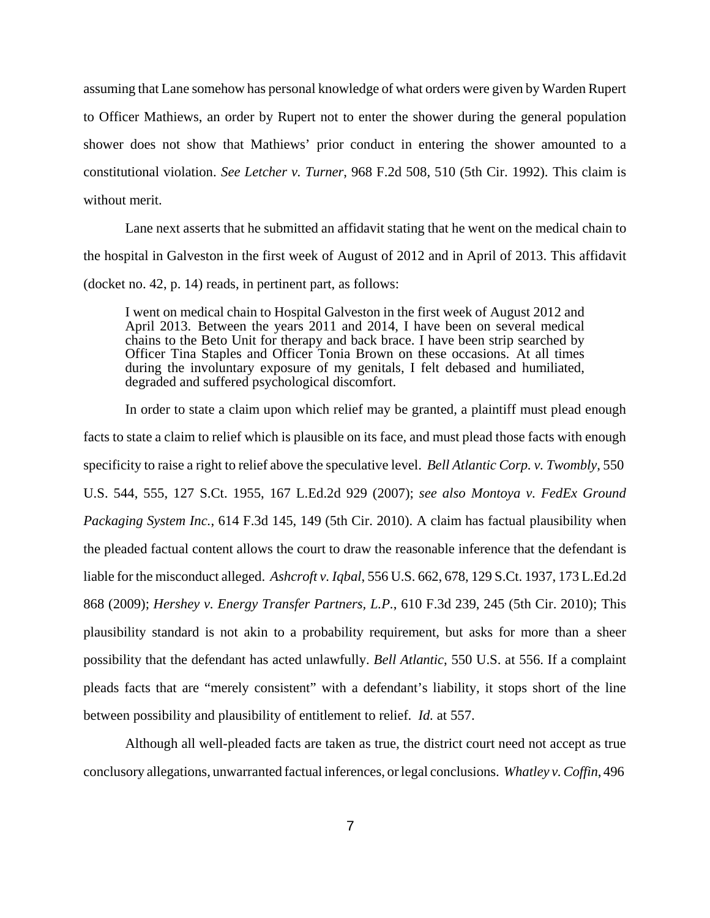assuming that Lane somehow has personal knowledge of what orders were given by Warden Rupert to Officer Mathiews, an order by Rupert not to enter the shower during the general population shower does not show that Mathiews' prior conduct in entering the shower amounted to a constitutional violation. *See Letcher v. Turner*, 968 F.2d 508, 510 (5th Cir. 1992). This claim is without merit.

Lane next asserts that he submitted an affidavit stating that he went on the medical chain to the hospital in Galveston in the first week of August of 2012 and in April of 2013. This affidavit (docket no. 42, p. 14) reads, in pertinent part, as follows:

> I went on medical chain to Hospital Galveston in the first week of August 2012 and April 2013. Between the years 2011 and 2014, I have been on several medical chains to the Beto Unit for therapy and back brace. I have been strip searched by Officer Tina Staples and Officer Tonia Brown on these occasions. At all times during the involuntary exposure of my genitals, I felt debased and humiliated, degraded and suffered psychological discomfort.

In order to state a claim upon which relief may be granted, a plaintiff must plead enough facts to state a claim to relief which is plausible on its face, and must plead those facts with enough specificity to raise a right to relief above the speculative level. *Bell Atlantic Corp. v. Twombly*, 550 U.S. 544, 555, 127 S.Ct. 1955, 167 L.Ed.2d 929 (2007); *see also Montoya v. FedEx Ground Packaging System Inc.*, 614 F.3d 145, 149 (5th Cir. 2010). A claim has factual plausibility when the pleaded factual content allows the court to draw the reasonable inference that the defendant is liable for the misconduct alleged. *Ashcroft v. Iqbal*, 556 U.S. 662, 678, 129 S.Ct. 1937, 173 L.Ed.2d 868 (2009); *Hershey v. Energy Transfer Partners, L.P.*, 610 F.3d 239, 245 (5th Cir. 2010); This plausibility standard is not akin to a probability requirement, but asks for more than a sheer possibility that the defendant has acted unlawfully. *Bell Atlantic*, 550 U.S. at 556. If a complaint pleads facts that are "merely consistent" with a defendant's liability, it stops short of the line between possibility and plausibility of entitlement to relief. *Id.* at 557.

Although all well-pleaded facts are taken as true, the district court need not accept as true conclusory allegations, unwarranted factual inferences, or legal conclusions. *Whatley v. Coffin*, 496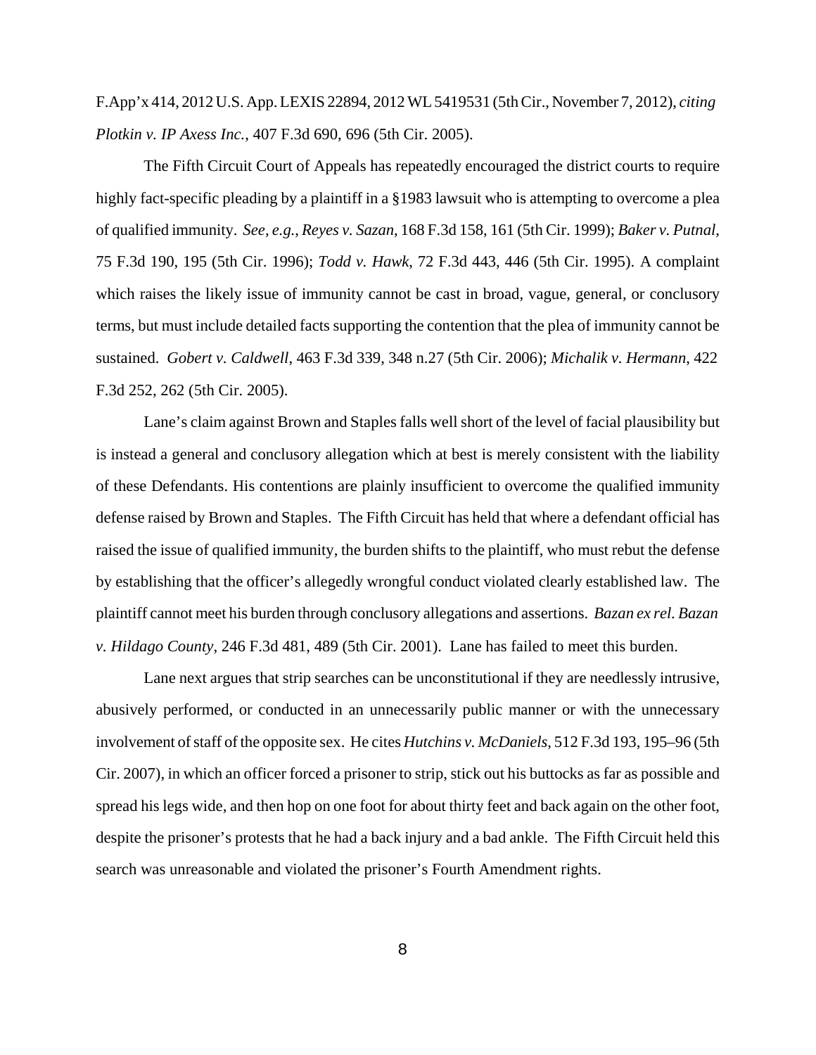F.App'x 414, 2012 U.S. App. LEXIS 22894, 2012 WL 5419531 (5th Cir., November 7, 2012), *citing Plotkin v. IP Axess Inc.*, 407 F.3d 690, 696 (5th Cir. 2005).

The Fifth Circuit Court of Appeals has repeatedly encouraged the district courts to require highly fact-specific pleading by a plaintiff in a §1983 lawsuit who is attempting to overcome a plea of qualified immunity. *See, e.g.*, *Reyes v. Sazan*, 168 F.3d 158, 161 (5th Cir. 1999); *Baker v. Putnal*, 75 F.3d 190, 195 (5th Cir. 1996); *Todd v. Hawk*, 72 F.3d 443, 446 (5th Cir. 1995). A complaint which raises the likely issue of immunity cannot be cast in broad, vague, general, or conclusory terms, but must include detailed facts supporting the contention that the plea of immunity cannot be sustained. *Gobert v. Caldwell*, 463 F.3d 339, 348 n.27 (5th Cir. 2006); *Michalik v. Hermann*, 422 F.3d 252, 262 (5th Cir. 2005).

Lane's claim against Brown and Staples falls well short of the level of facial plausibility but is instead a general and conclusory allegation which at best is merely consistent with the liability of these Defendants. His contentions are plainly insufficient to overcome the qualified immunity defense raised by Brown and Staples. The Fifth Circuit has held that where a defendant official has raised the issue of qualified immunity, the burden shifts to the plaintiff, who must rebut the defense by establishing that the officer's allegedly wrongful conduct violated clearly established law. The plaintiff cannot meet his burden through conclusory allegations and assertions. *Bazan ex rel. Bazan v. Hildago County*, 246 F.3d 481, 489 (5th Cir. 2001). Lane has failed to meet this burden.

Lane next argues that strip searches can be unconstitutional if they are needlessly intrusive, abusively performed, or conducted in an unnecessarily public manner or with the unnecessary involvement of staff of the opposite sex. He cites *Hutchins v. McDaniels*, 512 F.3d 193, 195–96 (5th Cir. 2007), in which an officer forced a prisoner to strip, stick out his buttocks as far as possible and spread his legs wide, and then hop on one foot for about thirty feet and back again on the other foot, despite the prisoner's protests that he had a back injury and a bad ankle. The Fifth Circuit held this search was unreasonable and violated the prisoner's Fourth Amendment rights.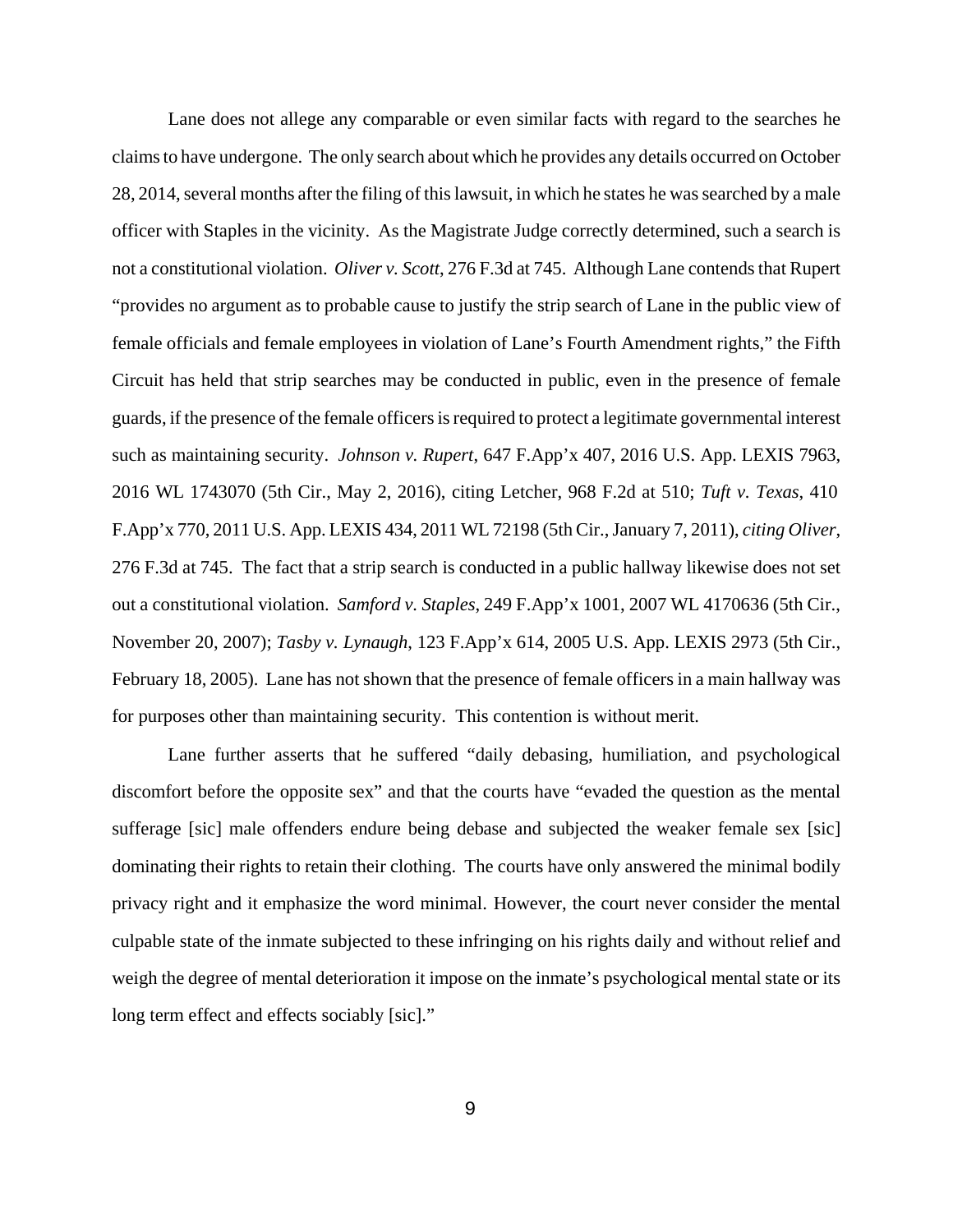Lane does not allege any comparable or even similar facts with regard to the searches he claims to have undergone. The only search about which he provides any details occurred on October 28, 2014, several months after the filing of this lawsuit, in which he states he was searched by a male officer with Staples in the vicinity. As the Magistrate Judge correctly determined, such a search is not a constitutional violation. *Oliver v. Scott*, 276 F.3d at 745. Although Lane contends that Rupert "provides no argument as to probable cause to justify the strip search of Lane in the public view of female officials and female employees in violation of Lane's Fourth Amendment rights," the Fifth Circuit has held that strip searches may be conducted in public, even in the presence of female guards, if the presence of the female officers is required to protect a legitimate governmental interest such as maintaining security. *Johnson v. Rupert*, 647 F.App'x 407, 2016 U.S. App. LEXIS 7963, 2016 WL 1743070 (5th Cir., May 2, 2016), citing Letcher, 968 F.2d at 510; *Tuft v. Texas*, 410 F.App'x 770, 2011 U.S. App. LEXIS 434, 2011 WL 72198 (5th Cir., January 7, 2011), *citing Oliver*, 276 F.3d at 745. The fact that a strip search is conducted in a public hallway likewise does not set out a constitutional violation. *Samford v. Staples*, 249 F.App'x 1001, 2007 WL 4170636 (5th Cir., November 20, 2007); *Tasby v. Lynaugh*, 123 F.App'x 614, 2005 U.S. App. LEXIS 2973 (5th Cir., February 18, 2005). Lane has not shown that the presence of female officers in a main hallway was for purposes other than maintaining security. This contention is without merit.

Lane further asserts that he suffered "daily debasing, humiliation, and psychological discomfort before the opposite sex" and that the courts have "evaded the question as the mental sufferage [sic] male offenders endure being debase and subjected the weaker female sex [sic] dominating their rights to retain their clothing. The courts have only answered the minimal bodily privacy right and it emphasize the word minimal. However, the court never consider the mental culpable state of the inmate subjected to these infringing on his rights daily and without relief and weigh the degree of mental deterioration it impose on the inmate's psychological mental state or its long term effect and effects sociably [sic]."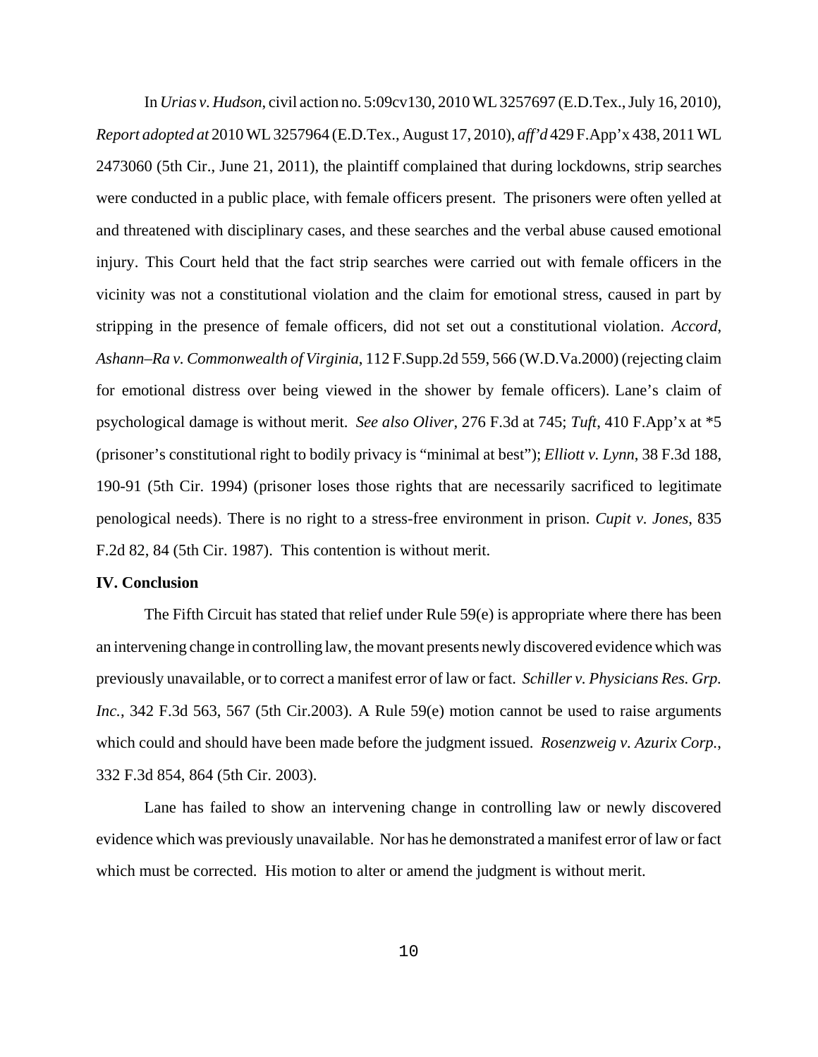In *Urias v. Hudson*, civil action no. 5:09cv130, 2010 WL 3257697 (E.D.Tex., July 16, 2010), *Report adopted at* 2010 WL 3257964 (E.D.Tex., August 17, 2010), *aff'd* 429 F.App'x 438, 2011 WL 2473060 (5th Cir., June 21, 2011), the plaintiff complained that during lockdowns, strip searches were conducted in a public place, with female officers present. The prisoners were often yelled at and threatened with disciplinary cases, and these searches and the verbal abuse caused emotional injury. This Court held that the fact strip searches were carried out with female officers in the vicinity was not a constitutional violation and the claim for emotional stress, caused in part by stripping in the presence of female officers, did not set out a constitutional violation. *Accord*, *Ashann–Ra v. Commonwealth of Virginia*, 112 F.Supp.2d 559, 566 (W.D.Va.2000) (rejecting claim for emotional distress over being viewed in the shower by female officers). Lane's claim of psychological damage is without merit. *See also Oliver*, 276 F.3d at 745; *Tuft*, 410 F.App'x at *5 (prisoner's constitutional right to bodily privacy is "minimal at best"); *Elliott v. Lynn*, 38 F.3d 188, 190-91 (5th Cir. 1994) (prisoner loses those rights that are necessarily sacrificed to legitimate penological needs). There is no right to a stress-free environment in prison. *Cupit v. Jones*, 835 F.2d 82, 84 (5th Cir. 1987). This contention is without merit.

**IV. Conclusion**

The Fifth Circuit has stated that relief under Rule 59(e) is appropriate where there has been an intervening change in controlling law, the movant presents newly discovered evidence which was previously unavailable, or to correct a manifest error of law or fact. *Schiller v. Physicians Res. Grp. Inc.*, 342 F.3d 563, 567 (5th Cir.2003). A Rule 59(e) motion cannot be used to raise arguments which could and should have been made before the judgment issued. *Rosenzweig v. Azurix Corp.*, 332 F.3d 854, 864 (5th Cir. 2003).

Lane has failed to show an intervening change in controlling law or newly discovered evidence which was previously unavailable. Nor has he demonstrated a manifest error of law or fact which must be corrected. His motion to alter or amend the judgment is without merit.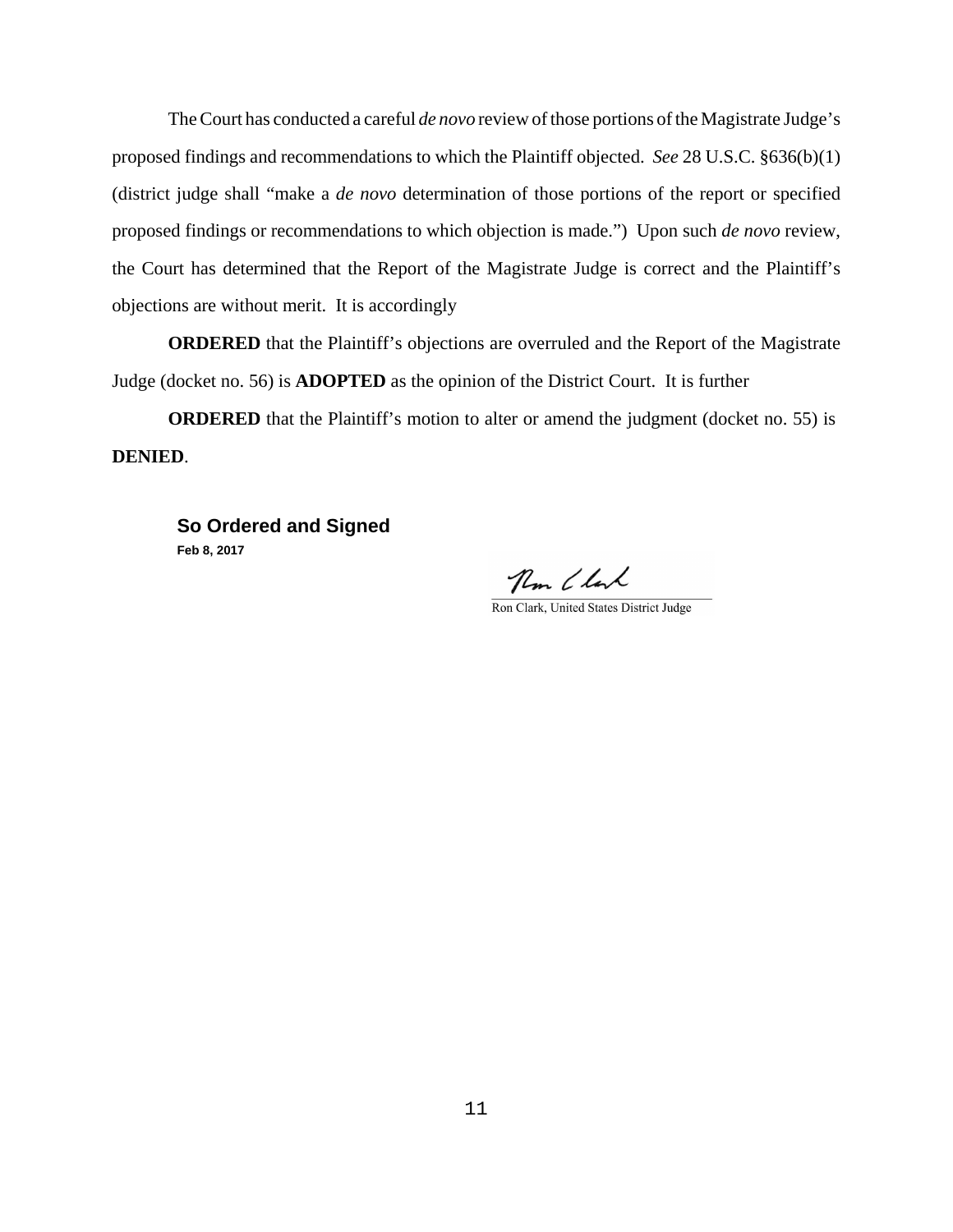The Court has conducted a careful *de novo* review of those portions of the Magistrate Judge's proposed findings and recommendations to which the Plaintiff objected. *See* 28 U.S.C. §636(b)(1) (district judge shall "make a *de novo* determination of those portions of the report or specified proposed findings or recommendations to which objection is made.") Upon such *de novo* review, the Court has determined that the Report of the Magistrate Judge is correct and the Plaintiff's objections are without merit. It is accordingly

**ORDERED** that the Plaintiff's objections are overruled and the Report of the Magistrate Judge (docket no. 56) is **ADOPTED** as the opinion of the District Court. It is further

**ORDERED** that the Plaintiff's motion to alter or amend the judgment (docket no. 55) is **DENIED**.

**So Ordered and Signed**

**Feb 8, 2017**

Ron Clark, United States District Judge